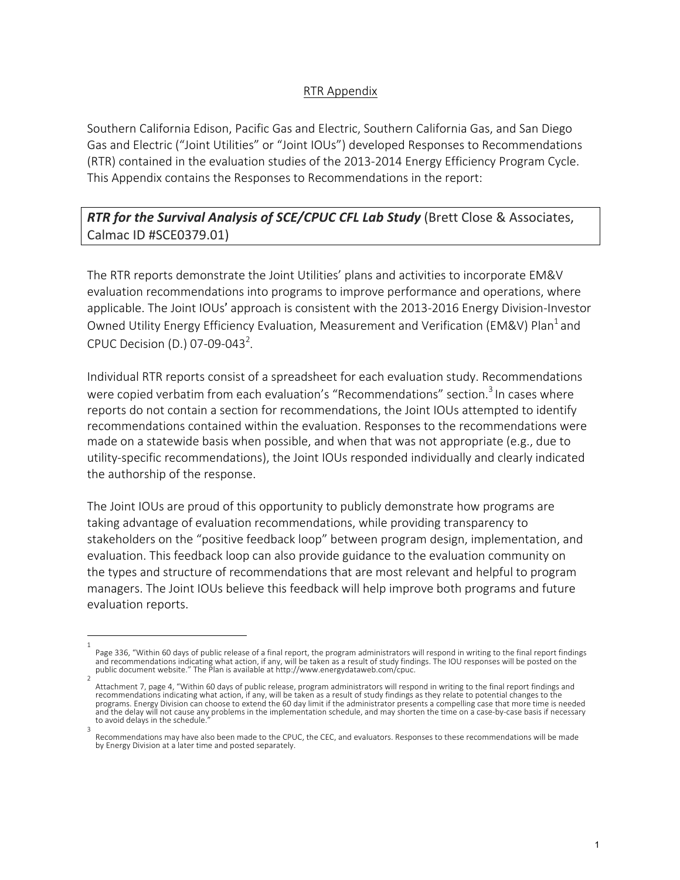## RTR Appendix

Southern California Edison, Pacific Gas and Electric, Southern California Gas, and San Diego Gas and Electric ("Joint Utilities" or "Joint IOUs") developed Responses to Recommendations (RTR) contained in the evaluation studies of the 2013-2014 Energy Efficiency Program Cycle. This Appendix contains the Responses to Recommendations in the report:

***RTR for the Survival Analysis of SCE/CPUC CFL Lab Study*** (Brett Close & Associates, Calmac ID #SCE0379.01)

The RTR reports demonstrate the Joint Utilities' plans and activities to incorporate EM&V evaluation recommendations into programs to improve performance and operations, where applicable. The Joint IOUs' approach is consistent with the 2013-2016 Energy Division-Investor Owned Utility Energy Efficiency Evaluation, Measurement and Verification (EM&V) Plan[1] and CPUC Decision (D.) 07-09-043[2].

Individual RTR reports consist of a spreadsheet for each evaluation study. Recommendations were copied verbatim from each evaluation's "Recommendations" section.[3] In cases where reports do not contain a section for recommendations, the Joint IOUs attempted to identify recommendations contained within the evaluation. Responses to the recommendations were made on a statewide basis when possible, and when that was not appropriate (e.g., due to utility-specific recommendations), the Joint IOUs responded individually and clearly indicated the authorship of the response.

The Joint IOUs are proud of this opportunity to publicly demonstrate how programs are taking advantage of evaluation recommendations, while providing transparency to stakeholders on the "positive feedback loop" between program design, implementation, and evaluation. This feedback loop can also provide guidance to the evaluation community on the types and structure of recommendations that are most relevant and helpful to program managers. The Joint IOUs believe this feedback will help improve both programs and future evaluation reports.

---

[1] Page 336, "Within 60 days of public release of a final report, the program administrators will respond in writing to the final report findings and recommendations indicating what action, if any, will be taken as a result of study findings. The IOU responses will be posted on the public document website." The Plan is available at http://www.energydataweb.com/cpuc.

[2] Attachment 7, page 4, "Within 60 days of public release, program administrators will respond in writing to the final report findings and recommendations indicating what action, if any, will be taken as a result of study findings as they relate to potential changes to the programs. Energy Division can choose to extend the 60 day limit if the administrator presents a compelling case that more time is needed and the delay will not cause any problems in the implementation schedule, and may shorten the time on a case-by-case basis if necessary to avoid delays in the schedule."

[3] Recommendations may have also been made to the CPUC, the CEC, and evaluators. Responses to these recommendations will be made by Energy Division at a later time and posted separately.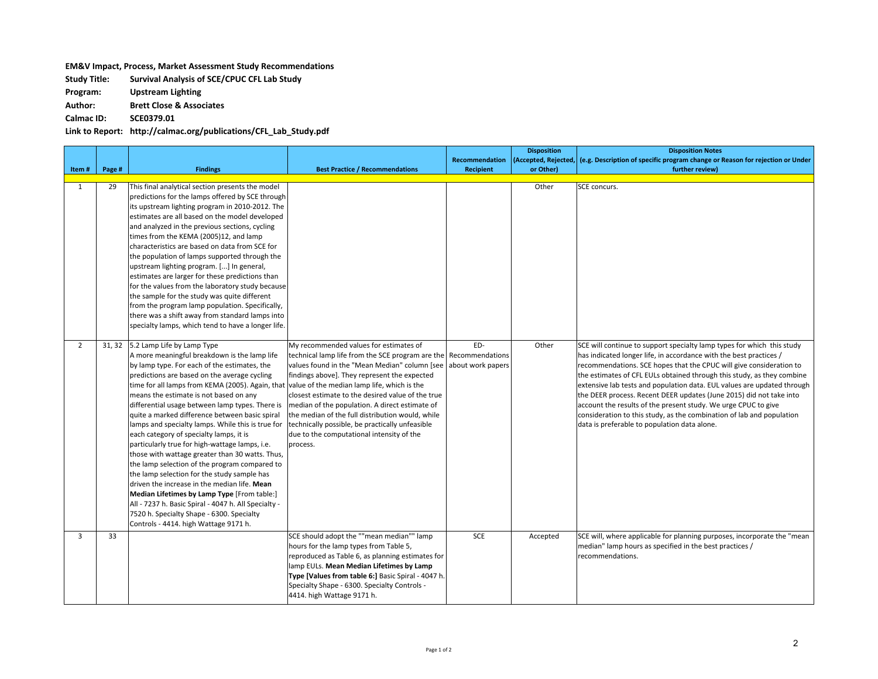**EM&V Impact, Process, Market Assessment Study Recommendations**

**Study Title:** **Survival Analysis of SCE/CPUC CFL Lab Study**

**Program:** **Upstream Lighting**

**Author:** **Brett Close & Associates**

**Calmac ID:** **SCE0379.01**

**Link to Report:** **http://calmac.org/publications/CFL_Lab_Study.pdf**

| Item # | Page # | Findings | Best Practice / Recommendations | Recommendation Recipient | Disposition (Accepted, Rejected, or Other) | Disposition Notes (e.g. Description of specific program change or Reason for rejection or Under further review) |
|---|---|---|---|---|---|---|
| 1 | 29 | This final analytical section presents the model predictions for the lamps offered by SCE through its upstream lighting program in 2010-2012. The estimates are all based on the model developed and analyzed in the previous sections, cycling times from the KEMA (2005)12, and lamp characteristics are based on data from SCE for the population of lamps supported through the upstream lighting program. [...] In general, estimates are larger for these predictions than for the values from the laboratory study because the sample for the study was quite different from the program lamp population. Specifically, there was a shift away from standard lamps into specialty lamps, which tend to have a longer life. | | | Other | SCE concurs. |
| 2 | 31, 32 | 5.2 Lamp Life by Lamp Type A more meaningful breakdown is the lamp life by lamp type. For each of the estimates, the predictions are based on the average cycling time for all lamps from KEMA (2005). Again, that means the estimate is not based on any differential usage between lamp types. There is quite a marked difference between basic spiral lamps and specialty lamps. While this is true for each category of specialty lamps, it is particularly true for high-wattage lamps, i.e. those with wattage greater than 30 watts. Thus, the lamp selection of the program compared to the lamp selection for the study sample has driven the increase in the median life. **Mean Median Lifetimes by Lamp Type** [From table:] All - 7237 h. Basic Spiral - 4047 h. All Specialty - 7520 h. Specialty Shape - 6300. Specialty Controls - 4414. high Wattage 9171 h. | My recommended values for estimates of technical lamp life from the SCE program are the values found in the "Mean Median" column [see findings above]. They represent the expected value of the median lamp life, which is the closest estimate to the desired value of the true median of the population. A direct estimate of the median of the full distribution would, while technically possible, be practically unfeasible due to the computational intensity of the process. | ED- Recommendations about work papers | Other | SCE will continue to support specialty lamp types for which this study has indicated longer life, in accordance with the best practices / recommendations. SCE hopes that the CPUC will give consideration to the estimates of CFL EULs obtained through this study, as they combine extensive lab tests and population data. EUL values are updated through the DEER process. Recent DEER updates (June 2015) did not take into account the results of the present study. We urge CPUC to give consideration to this study, as the combination of lab and population data is preferable to population data alone. |
| 3 | 33 | | SCE should adopt the ""mean median"" lamp hours for the lamp types from Table 5, reproduced as Table 6, as planning estimates for lamp EULs. **Mean Median Lifetimes by Lamp Type [Values from table 6:]** Basic Spiral - 4047 h. Specialty Shape - 6300. Specialty Controls - 4414. high Wattage 9171 h. | SCE | Accepted | SCE will, where applicable for planning purposes, incorporate the "mean median" lamp hours as specified in the best practices / recommendations. |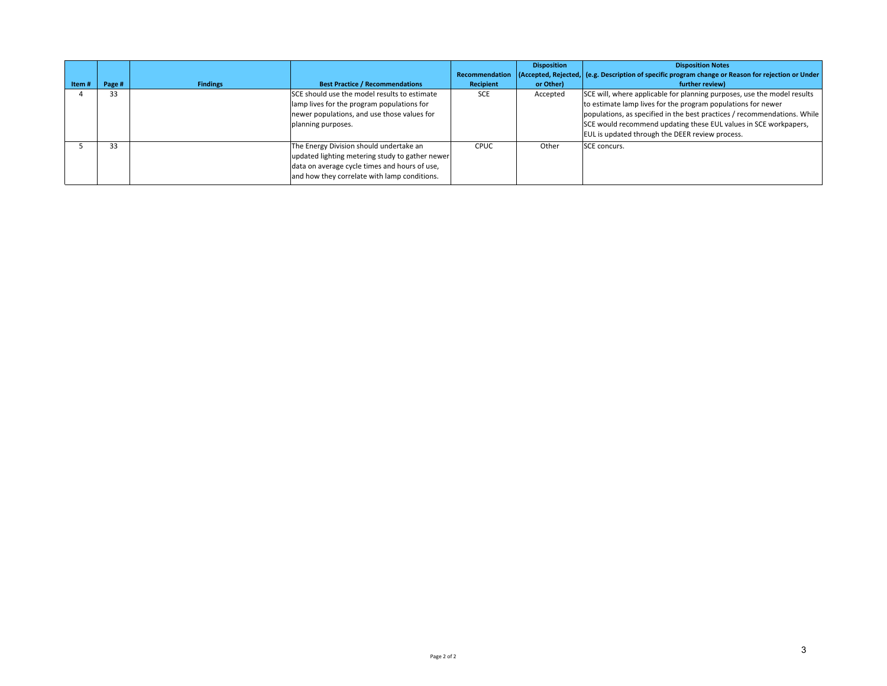| Item # | Page # | Findings | Best Practice / Recommendations | Recommendation Recipient | Disposition (Accepted, Rejected, or Other) | Disposition Notes (e.g. Description of specific program change or Reason for rejection or Under further review) |
|---|---|---|---|---|---|---|
| 4 | 33 | | SCE should use the model results to estimate lamp lives for the program populations for newer populations, and use those values for planning purposes. | SCE | Accepted | SCE will, where applicable for planning purposes, use the model results to estimate lamp lives for the program populations for newer populations, as specified in the best practices / recommendations. While SCE would recommend updating these EUL values in SCE workpapers, EUL is updated through the DEER review process. |
| 5 | 33 | | The Energy Division should undertake an updated lighting metering study to gather newer data on average cycle times and hours of use, and how they correlate with lamp conditions. | CPUC | Other | SCE concurs. |